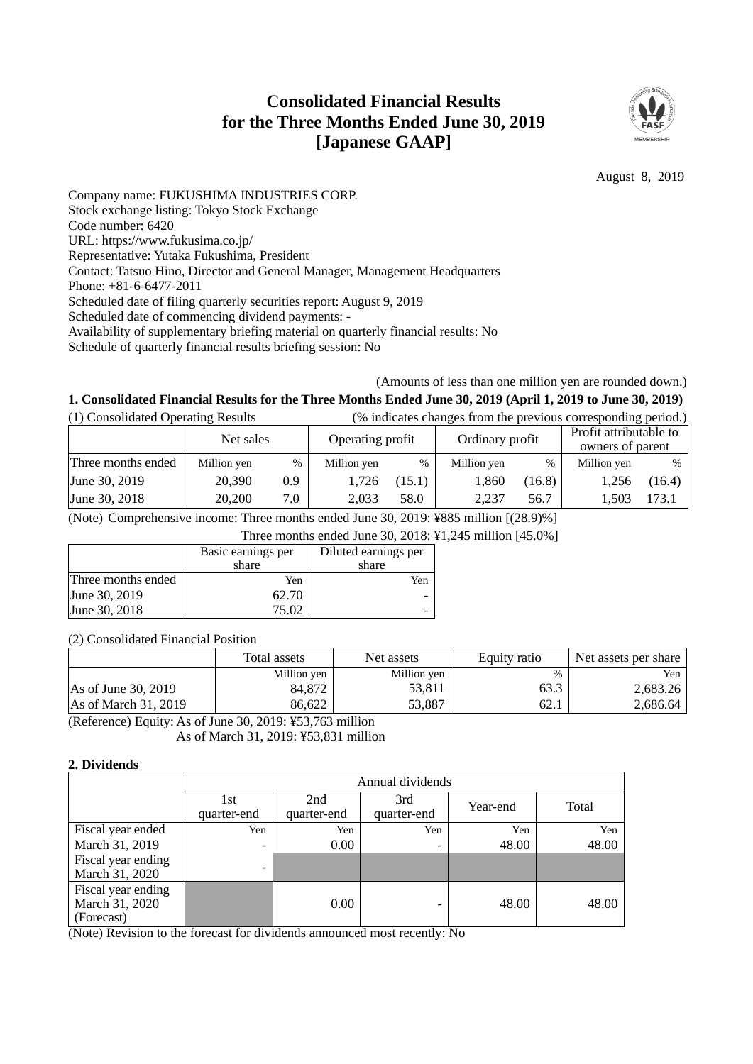# Consolidated Financial Results for the Three Months Ended June 30, 2019 [Japanese GAAP]

August 8, 2019

Company name: FUKUSHIMA INDUSTRIES CORP.
Stock exchange listing: Tokyo Stock Exchange
Code number: 6420
URL: https://www.fukusima.co.jp/
Representative: Yutaka Fukushima, President
Contact: Tatsuo Hino, Director and General Manager, Management Headquarters
Phone: +81-6-6477-2011
Scheduled date of filing quarterly securities report: August 9, 2019
Scheduled date of commencing dividend payments: -
Availability of supplementary briefing material on quarterly financial results: No
Schedule of quarterly financial results briefing session: No

(Amounts of less than one million yen are rounded down.)

## 1. Consolidated Financial Results for the Three Months Ended June 30, 2019 (April 1, 2019 to June 30, 2019)

(1) Consolidated Operating Results (% indicates changes from the previous corresponding period.)

| | Net sales | | Operating profit | | Ordinary profit | | Profit attributable to owners of parent | |
|---|---|---|---|---|---|---|---|---|
| Three months ended | Million yen | % | Million yen | % | Million yen | % | Million yen | % |
| June 30, 2019 | 20,390 | 0.9 | 1,726 | (15.1) | 1,860 | (16.8) | 1,256 | (16.4) |
| June 30, 2018 | 20,200 | 7.0 | 2,033 | 58.0 | 2,237 | 56.7 | 1,503 | 173.1 |

(Note) Comprehensive income: Three months ended June 30, 2019: ¥885 million [(28.9)%]
Three months ended June 30, 2018: ¥1,245 million [45.0%]

| | Basic earnings per share | Diluted earnings per share |
|---|---|---|
| Three months ended | Yen | Yen |
| June 30, 2019 | 62.70 | - |
| June 30, 2018 | 75.02 | - |

(2) Consolidated Financial Position

| | Total assets | Net assets | Equity ratio | Net assets per share |
|---|---|---|---|---|
| | Million yen | Million yen | % | Yen |
| As of June 30, 2019 | 84,872 | 53,811 | 63.3 | 2,683.26 |
| As of March 31, 2019 | 86,622 | 53,887 | 62.1 | 2,686.64 |

(Reference) Equity: As of June 30, 2019: ¥53,763 million
As of March 31, 2019: ¥53,831 million

## 2. Dividends

| | Annual dividends | | | | |
|---|---|---|---|---|---|
| | 1st quarter-end | 2nd quarter-end | 3rd quarter-end | Year-end | Total |
| | Yen | Yen | Yen | Yen | Yen |
| Fiscal year ended March 31, 2019 | - | 0.00 | - | 48.00 | 48.00 |
| Fiscal year ending March 31, 2020 | - | | | | |
| Fiscal year ending March 31, 2020 (Forecast) | | 0.00 | - | 48.00 | 48.00 |

(Note) Revision to the forecast for dividends announced most recently: No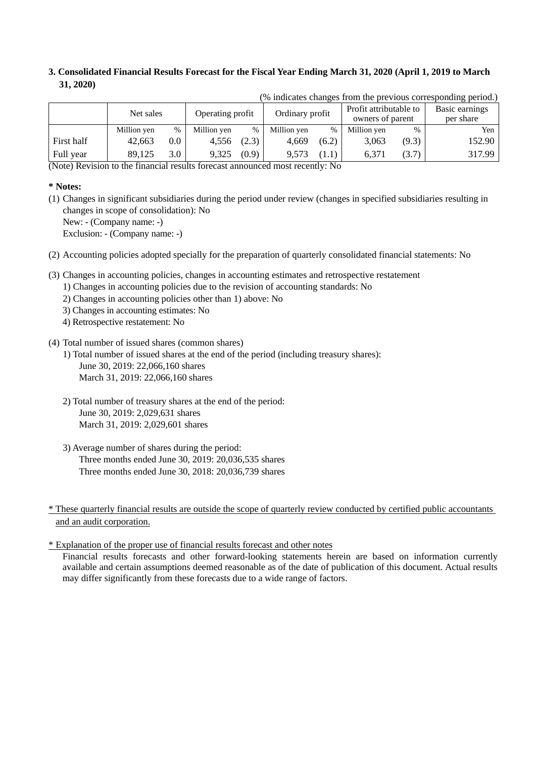### 3. Consolidated Financial Results Forecast for the Fiscal Year Ending March 31, 2020 (April 1, 2019 to March 31, 2020)

(% indicates changes from the previous corresponding period.)

| | Net sales | | Operating profit | | Ordinary profit | | Profit attributable to owners of parent | | Basic earnings per share |
|---|---|---|---|---|---|---|---|---|---|
| | Million yen | % | Million yen | % | Million yen | % | Million yen | % | Yen |
| First half | 42,663 | 0.0 | 4,556 | (2.3) | 4,669 | (6.2) | 3,063 | (9.3) | 152.90 |
| Full year | 89,125 | 3.0 | 9,325 | (0.9) | 9,573 | (1.1) | 6,371 | (3.7) | 317.99 |

(Note) Revision to the financial results forecast announced most recently: No

**\* Notes:**

(1) Changes in significant subsidiaries during the period under review (changes in specified subsidiaries resulting in changes in scope of consolidation): No
 New: - (Company name: -)
 Exclusion: - (Company name: -)

(2) Accounting policies adopted specially for the preparation of quarterly consolidated financial statements: No

(3) Changes in accounting policies, changes in accounting estimates and retrospective restatement
 1) Changes in accounting policies due to the revision of accounting standards: No
 2) Changes in accounting policies other than 1) above: No
 3) Changes in accounting estimates: No
 4) Retrospective restatement: No

(4) Total number of issued shares (common shares)
 1) Total number of issued shares at the end of the period (including treasury shares):
  June 30, 2019: 22,066,160 shares
  March 31, 2019: 22,066,160 shares

 2) Total number of treasury shares at the end of the period:
  June 30, 2019: 2,029,631 shares
  March 31, 2019: 2,029,601 shares

 3) Average number of shares during the period:
  Three months ended June 30, 2019: 20,036,535 shares
  Three months ended June 30, 2018: 20,036,739 shares

\* These quarterly financial results are outside the scope of quarterly review conducted by certified public accountants and an audit corporation.

\* Explanation of the proper use of financial results forecast and other notes

Financial results forecasts and other forward-looking statements herein are based on information currently available and certain assumptions deemed reasonable as of the date of publication of this document. Actual results may differ significantly from these forecasts due to a wide range of factors.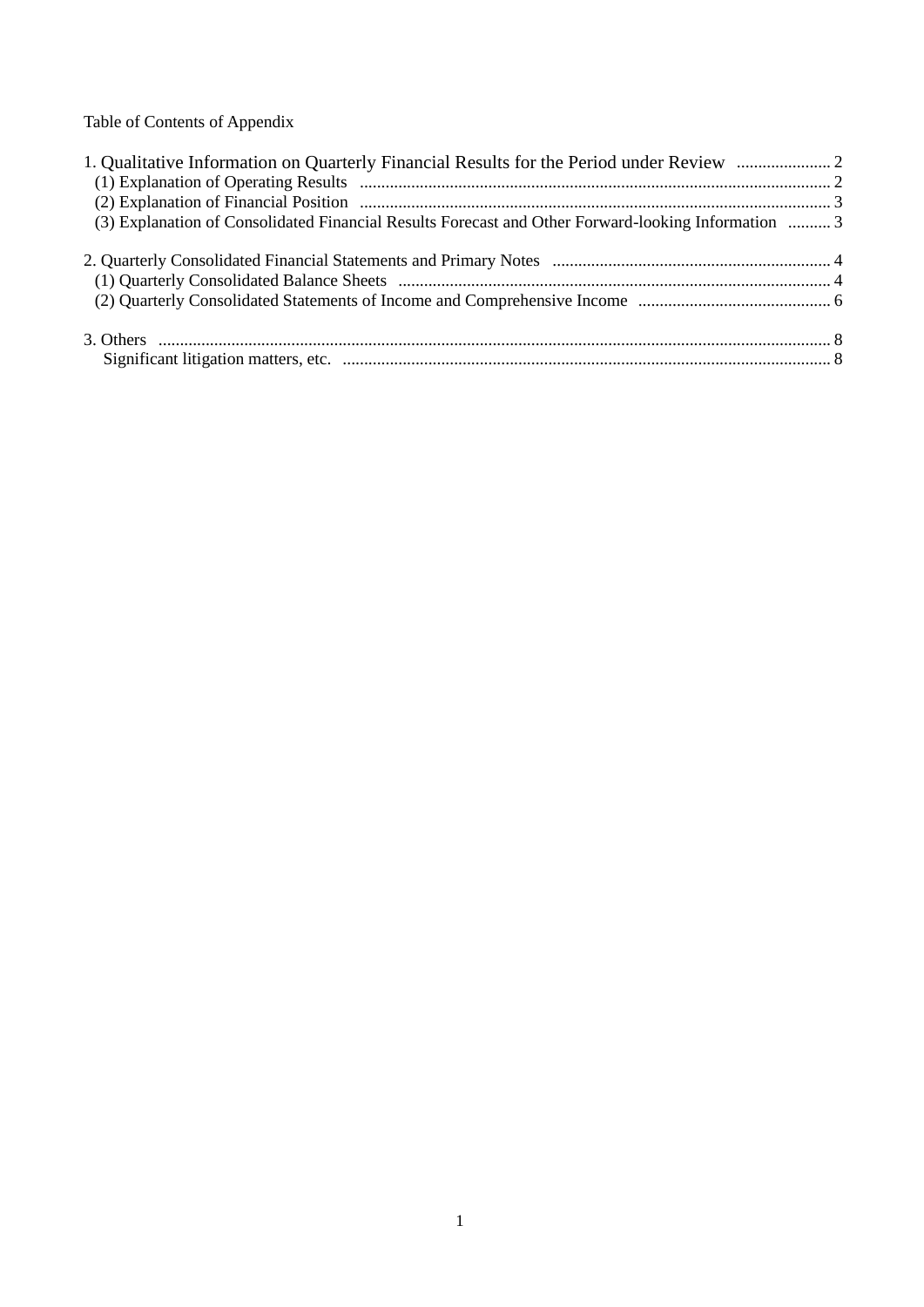Table of Contents of Appendix

1. Qualitative Information on Quarterly Financial Results for the Period under Review ...................... 2
   (1) Explanation of Operating Results ........................................................................................................... 2
   (2) Explanation of Financial Position ........................................................................................................... 3
   (3) Explanation of Consolidated Financial Results Forecast and Other Forward-looking Information .......... 3

2. Quarterly Consolidated Financial Statements and Primary Notes ................................................................ 4
   (1) Quarterly Consolidated Balance Sheets .................................................................................................. 4
   (2) Quarterly Consolidated Statements of Income and Comprehensive Income ............................................ 6

3. Others ........................................................................................................................................................... 8
   Significant litigation matters, etc. ................................................................................................................. 8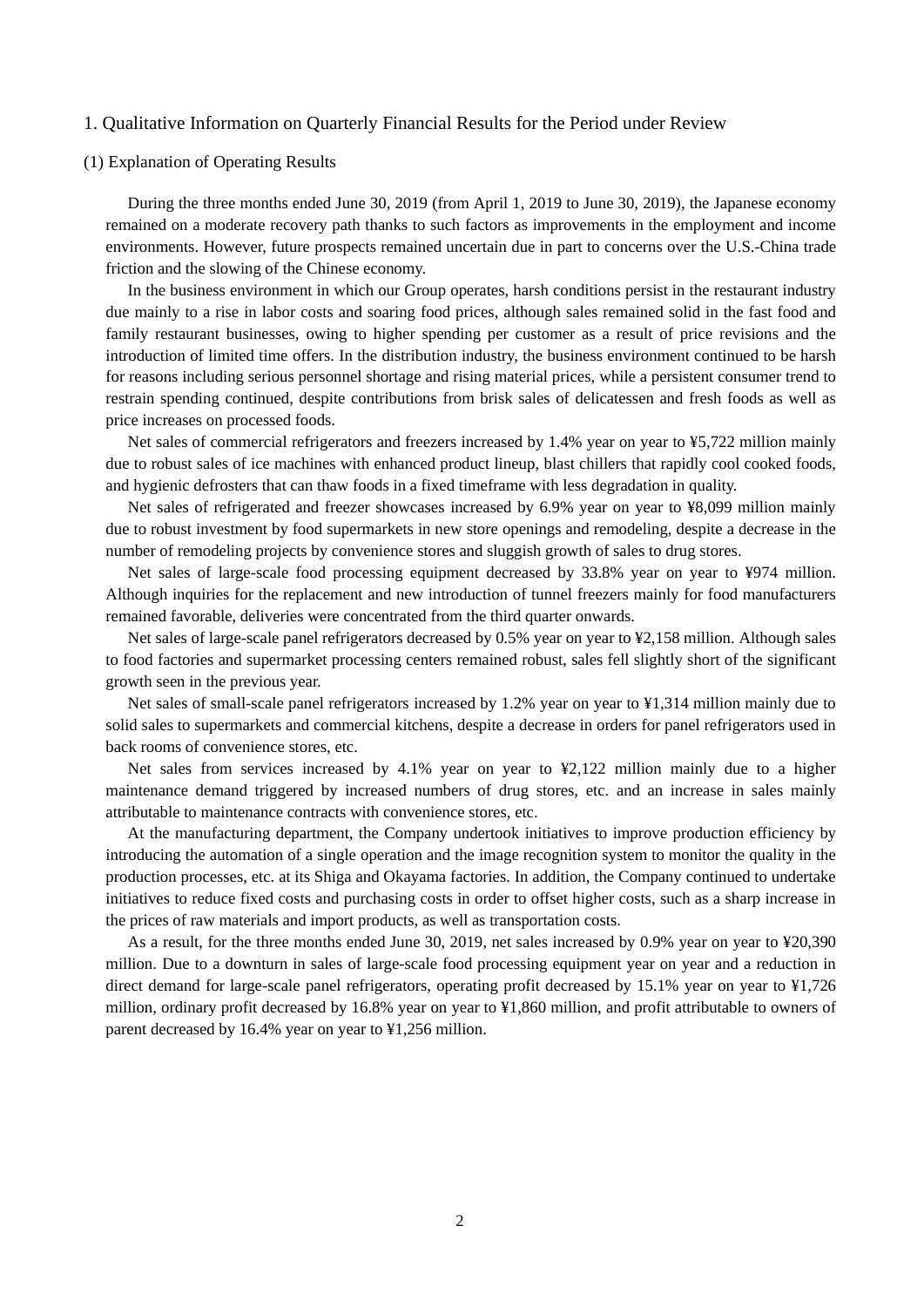## 1. Qualitative Information on Quarterly Financial Results for the Period under Review

### (1) Explanation of Operating Results

During the three months ended June 30, 2019 (from April 1, 2019 to June 30, 2019), the Japanese economy remained on a moderate recovery path thanks to such factors as improvements in the employment and income environments. However, future prospects remained uncertain due in part to concerns over the U.S.-China trade friction and the slowing of the Chinese economy.

In the business environment in which our Group operates, harsh conditions persist in the restaurant industry due mainly to a rise in labor costs and soaring food prices, although sales remained solid in the fast food and family restaurant businesses, owing to higher spending per customer as a result of price revisions and the introduction of limited time offers. In the distribution industry, the business environment continued to be harsh for reasons including serious personnel shortage and rising material prices, while a persistent consumer trend to restrain spending continued, despite contributions from brisk sales of delicatessen and fresh foods as well as price increases on processed foods.

Net sales of commercial refrigerators and freezers increased by 1.4% year on year to ¥5,722 million mainly due to robust sales of ice machines with enhanced product lineup, blast chillers that rapidly cool cooked foods, and hygienic defrosters that can thaw foods in a fixed timeframe with less degradation in quality.

Net sales of refrigerated and freezer showcases increased by 6.9% year on year to ¥8,099 million mainly due to robust investment by food supermarkets in new store openings and remodeling, despite a decrease in the number of remodeling projects by convenience stores and sluggish growth of sales to drug stores.

Net sales of large-scale food processing equipment decreased by 33.8% year on year to ¥974 million. Although inquiries for the replacement and new introduction of tunnel freezers mainly for food manufacturers remained favorable, deliveries were concentrated from the third quarter onwards.

Net sales of large-scale panel refrigerators decreased by 0.5% year on year to ¥2,158 million. Although sales to food factories and supermarket processing centers remained robust, sales fell slightly short of the significant growth seen in the previous year.

Net sales of small-scale panel refrigerators increased by 1.2% year on year to ¥1,314 million mainly due to solid sales to supermarkets and commercial kitchens, despite a decrease in orders for panel refrigerators used in back rooms of convenience stores, etc.

Net sales from services increased by 4.1% year on year to ¥2,122 million mainly due to a higher maintenance demand triggered by increased numbers of drug stores, etc. and an increase in sales mainly attributable to maintenance contracts with convenience stores, etc.

At the manufacturing department, the Company undertook initiatives to improve production efficiency by introducing the automation of a single operation and the image recognition system to monitor the quality in the production processes, etc. at its Shiga and Okayama factories. In addition, the Company continued to undertake initiatives to reduce fixed costs and purchasing costs in order to offset higher costs, such as a sharp increase in the prices of raw materials and import products, as well as transportation costs.

As a result, for the three months ended June 30, 2019, net sales increased by 0.9% year on year to ¥20,390 million. Due to a downturn in sales of large-scale food processing equipment year on year and a reduction in direct demand for large-scale panel refrigerators, operating profit decreased by 15.1% year on year to ¥1,726 million, ordinary profit decreased by 16.8% year on year to ¥1,860 million, and profit attributable to owners of parent decreased by 16.4% year on year to ¥1,256 million.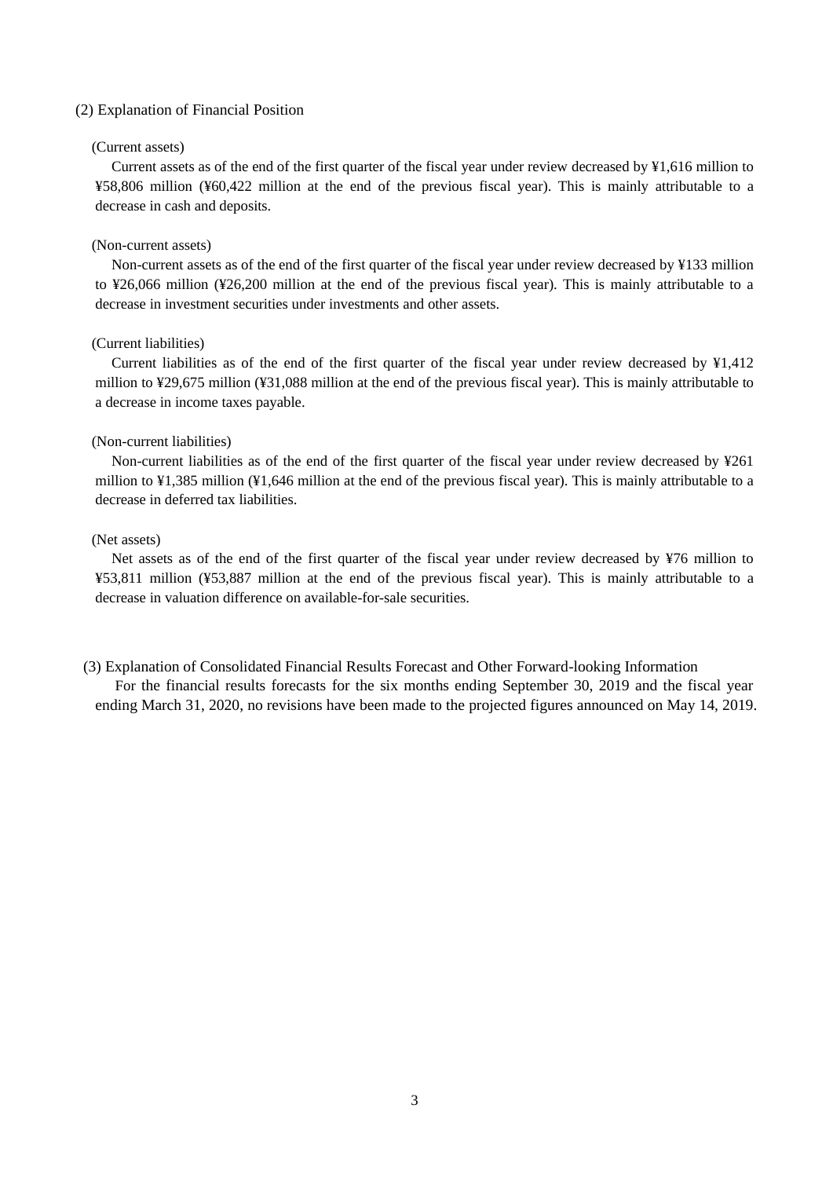## (2) Explanation of Financial Position

(Current assets)

Current assets as of the end of the first quarter of the fiscal year under review decreased by ¥1,616 million to ¥58,806 million (¥60,422 million at the end of the previous fiscal year). This is mainly attributable to a decrease in cash and deposits.

(Non-current assets)

Non-current assets as of the end of the first quarter of the fiscal year under review decreased by ¥133 million to ¥26,066 million (¥26,200 million at the end of the previous fiscal year). This is mainly attributable to a decrease in investment securities under investments and other assets.

(Current liabilities)

Current liabilities as of the end of the first quarter of the fiscal year under review decreased by ¥1,412 million to ¥29,675 million (¥31,088 million at the end of the previous fiscal year). This is mainly attributable to a decrease in income taxes payable.

(Non-current liabilities)

Non-current liabilities as of the end of the first quarter of the fiscal year under review decreased by ¥261 million to ¥1,385 million (¥1,646 million at the end of the previous fiscal year). This is mainly attributable to a decrease in deferred tax liabilities.

(Net assets)

Net assets as of the end of the first quarter of the fiscal year under review decreased by ¥76 million to ¥53,811 million (¥53,887 million at the end of the previous fiscal year). This is mainly attributable to a decrease in valuation difference on available-for-sale securities.

## (3) Explanation of Consolidated Financial Results Forecast and Other Forward-looking Information

For the financial results forecasts for the six months ending September 30, 2019 and the fiscal year ending March 31, 2020, no revisions have been made to the projected figures announced on May 14, 2019.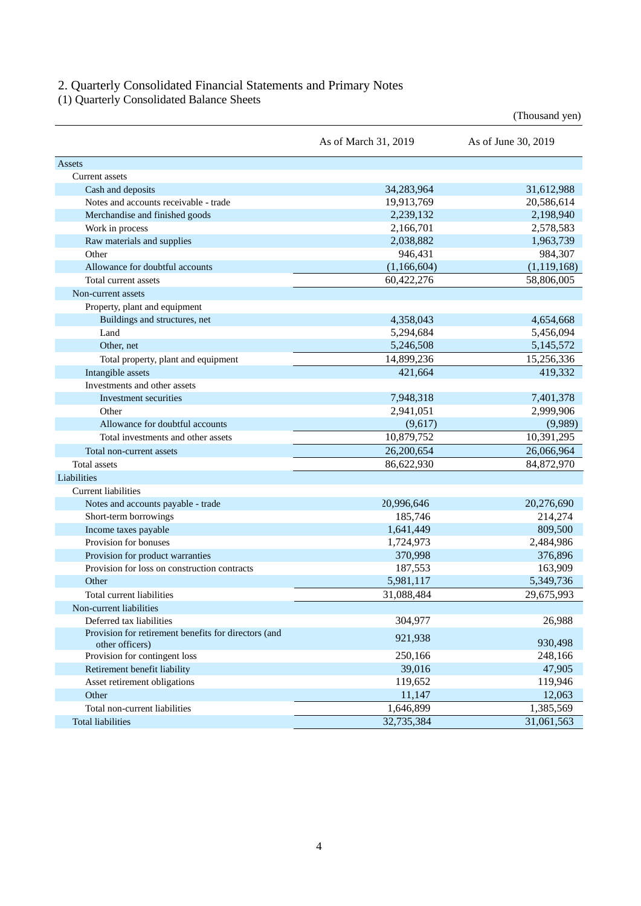## 2. Quarterly Consolidated Financial Statements and Primary Notes

### (1) Quarterly Consolidated Balance Sheets

(Thousand yen)

| | As of March 31, 2019 | As of June 30, 2019 |
|---|---|---|
| Assets | | |
| Current assets | | |
| Cash and deposits | 34,283,964 | 31,612,988 |
| Notes and accounts receivable - trade | 19,913,769 | 20,586,614 |
| Merchandise and finished goods | 2,239,132 | 2,198,940 |
| Work in process | 2,166,701 | 2,578,583 |
| Raw materials and supplies | 2,038,882 | 1,963,739 |
| Other | 946,431 | 984,307 |
| Allowance for doubtful accounts | (1,166,604) | (1,119,168) |
| Total current assets | 60,422,276 | 58,806,005 |
| Non-current assets | | |
| Property, plant and equipment | | |
| Buildings and structures, net | 4,358,043 | 4,654,668 |
| Land | 5,294,684 | 5,456,094 |
| Other, net | 5,246,508 | 5,145,572 |
| Total property, plant and equipment | 14,899,236 | 15,256,336 |
| Intangible assets | 421,664 | 419,332 |
| Investments and other assets | | |
| Investment securities | 7,948,318 | 7,401,378 |
| Other | 2,941,051 | 2,999,906 |
| Allowance for doubtful accounts | (9,617) | (9,989) |
| Total investments and other assets | 10,879,752 | 10,391,295 |
| Total non-current assets | 26,200,654 | 26,066,964 |
| Total assets | 86,622,930 | 84,872,970 |
| Liabilities | | |
| Current liabilities | | |
| Notes and accounts payable - trade | 20,996,646 | 20,276,690 |
| Short-term borrowings | 185,746 | 214,274 |
| Income taxes payable | 1,641,449 | 809,500 |
| Provision for bonuses | 1,724,973 | 2,484,986 |
| Provision for product warranties | 370,998 | 376,896 |
| Provision for loss on construction contracts | 187,553 | 163,909 |
| Other | 5,981,117 | 5,349,736 |
| Total current liabilities | 31,088,484 | 29,675,993 |
| Non-current liabilities | | |
| Deferred tax liabilities | 304,977 | 26,988 |
| Provision for retirement benefits for directors (and other officers) | 921,938 | 930,498 |
| Provision for contingent loss | 250,166 | 248,166 |
| Retirement benefit liability | 39,016 | 47,905 |
| Asset retirement obligations | 119,652 | 119,946 |
| Other | 11,147 | 12,063 |
| Total non-current liabilities | 1,646,899 | 1,385,569 |
| Total liabilities | 32,735,384 | 31,061,563 |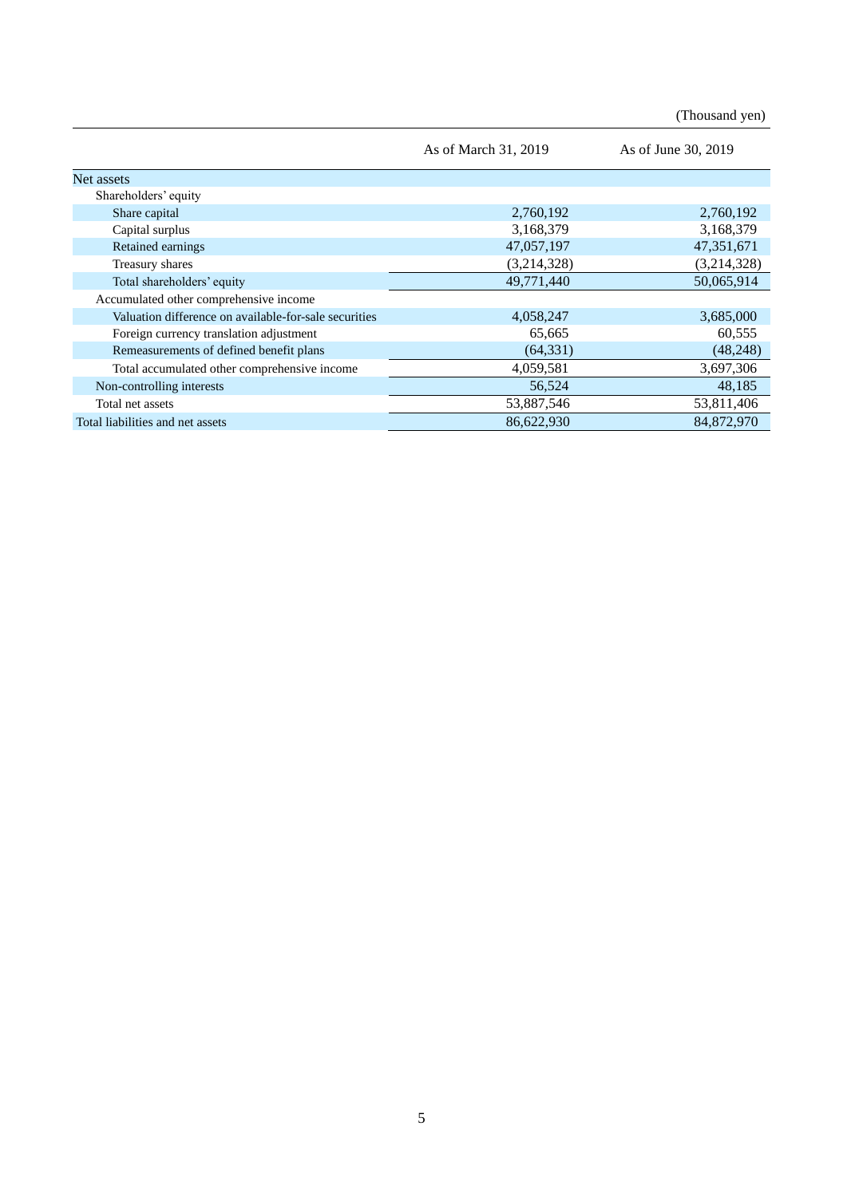(Thousand yen)

| | As of March 31, 2019 | As of June 30, 2019 |
|---|---|---|
| Net assets | | |
| Shareholders' equity | | |
| Share capital | 2,760,192 | 2,760,192 |
| Capital surplus | 3,168,379 | 3,168,379 |
| Retained earnings | 47,057,197 | 47,351,671 |
| Treasury shares | (3,214,328) | (3,214,328) |
| Total shareholders' equity | 49,771,440 | 50,065,914 |
| Accumulated other comprehensive income | | |
| Valuation difference on available-for-sale securities | 4,058,247 | 3,685,000 |
| Foreign currency translation adjustment | 65,665 | 60,555 |
| Remeasurements of defined benefit plans | (64,331) | (48,248) |
| Total accumulated other comprehensive income | 4,059,581 | 3,697,306 |
| Non-controlling interests | 56,524 | 48,185 |
| Total net assets | 53,887,546 | 53,811,406 |
| Total liabilities and net assets | 86,622,930 | 84,872,970 |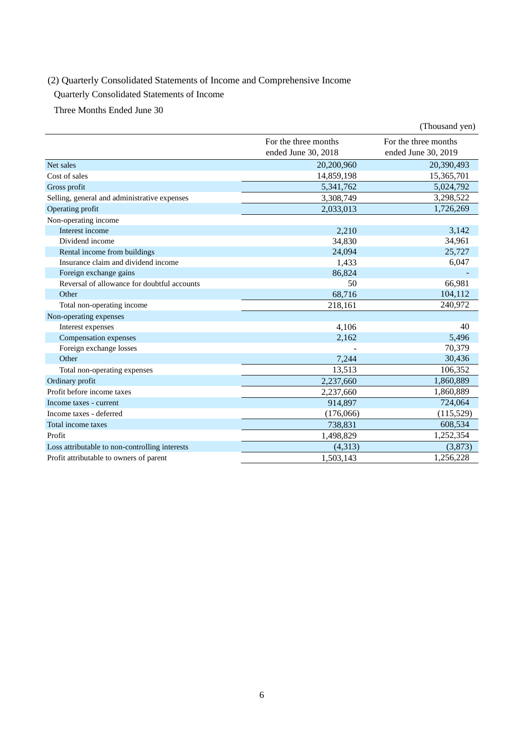(2) Quarterly Consolidated Statements of Income and Comprehensive Income

Quarterly Consolidated Statements of Income

Three Months Ended June 30

(Thousand yen)

| | For the three months ended June 30, 2018 | For the three months ended June 30, 2019 |
|---|---|---|
| Net sales | 20,200,960 | 20,390,493 |
| Cost of sales | 14,859,198 | 15,365,701 |
| Gross profit | 5,341,762 | 5,024,792 |
| Selling, general and administrative expenses | 3,308,749 | 3,298,522 |
| Operating profit | 2,033,013 | 1,726,269 |
| Non-operating income | | |
| Interest income | 2,210 | 3,142 |
| Dividend income | 34,830 | 34,961 |
| Rental income from buildings | 24,094 | 25,727 |
| Insurance claim and dividend income | 1,433 | 6,047 |
| Foreign exchange gains | 86,824 | - |
| Reversal of allowance for doubtful accounts | 50 | 66,981 |
| Other | 68,716 | 104,112 |
| Total non-operating income | 218,161 | 240,972 |
| Non-operating expenses | | |
| Interest expenses | 4,106 | 40 |
| Compensation expenses | 2,162 | 5,496 |
| Foreign exchange losses | - | 70,379 |
| Other | 7,244 | 30,436 |
| Total non-operating expenses | 13,513 | 106,352 |
| Ordinary profit | 2,237,660 | 1,860,889 |
| Profit before income taxes | 2,237,660 | 1,860,889 |
| Income taxes - current | 914,897 | 724,064 |
| Income taxes - deferred | (176,066) | (115,529) |
| Total income taxes | 738,831 | 608,534 |
| Profit | 1,498,829 | 1,252,354 |
| Loss attributable to non-controlling interests | (4,313) | (3,873) |
| Profit attributable to owners of parent | 1,503,143 | 1,256,228 |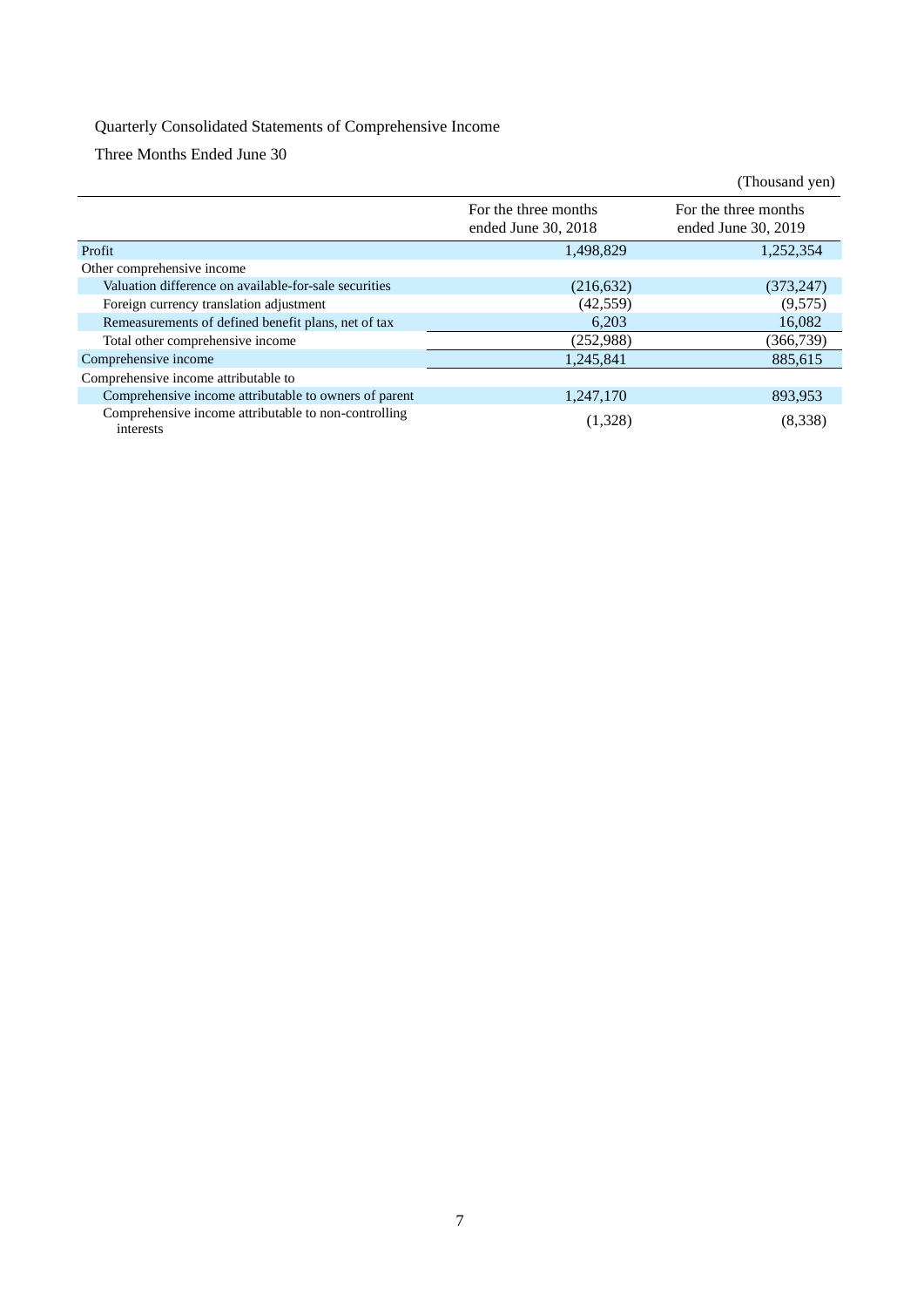Quarterly Consolidated Statements of Comprehensive Income

Three Months Ended June 30

(Thousand yen)

| | For the three months ended June 30, 2018 | For the three months ended June 30, 2019 |
|---|---|---|
| Profit | 1,498,829 | 1,252,354 |
| Other comprehensive income | | |
| Valuation difference on available-for-sale securities | (216,632) | (373,247) |
| Foreign currency translation adjustment | (42,559) | (9,575) |
| Remeasurements of defined benefit plans, net of tax | 6,203 | 16,082 |
| Total other comprehensive income | (252,988) | (366,739) |
| Comprehensive income | 1,245,841 | 885,615 |
| Comprehensive income attributable to | | |
| Comprehensive income attributable to owners of parent | 1,247,170 | 893,953 |
| Comprehensive income attributable to non-controlling interests | (1,328) | (8,338) |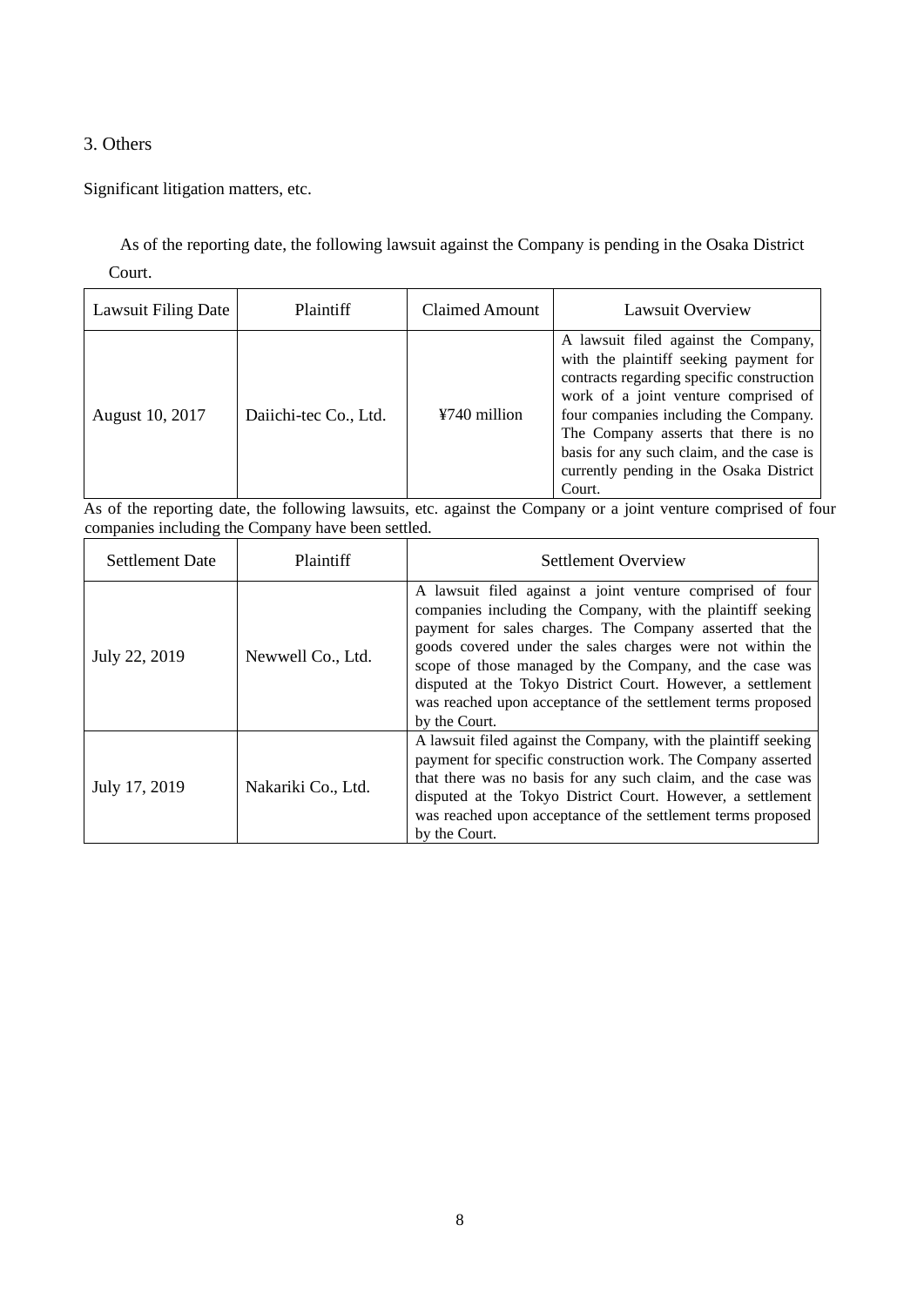## 3. Others

Significant litigation matters, etc.

As of the reporting date, the following lawsuit against the Company is pending in the Osaka District Court.

| Lawsuit Filing Date | Plaintiff | Claimed Amount | Lawsuit Overview |
|---|---|---|---|
| August 10, 2017 | Daiichi-tec Co., Ltd. | ¥740 million | A lawsuit filed against the Company, with the plaintiff seeking payment for contracts regarding specific construction work of a joint venture comprised of four companies including the Company. The Company asserts that there is no basis for any such claim, and the case is currently pending in the Osaka District Court. |

As of the reporting date, the following lawsuits, etc. against the Company or a joint venture comprised of four companies including the Company have been settled.

| Settlement Date | Plaintiff | Settlement Overview |
|---|---|---|
| July 22, 2019 | Newwell Co., Ltd. | A lawsuit filed against a joint venture comprised of four companies including the Company, with the plaintiff seeking payment for sales charges. The Company asserted that the goods covered under the sales charges were not within the scope of those managed by the Company, and the case was disputed at the Tokyo District Court. However, a settlement was reached upon acceptance of the settlement terms proposed by the Court. |
| July 17, 2019 | Nakariki Co., Ltd. | A lawsuit filed against the Company, with the plaintiff seeking payment for specific construction work. The Company asserted that there was no basis for any such claim, and the case was disputed at the Tokyo District Court. However, a settlement was reached upon acceptance of the settlement terms proposed by the Court. |